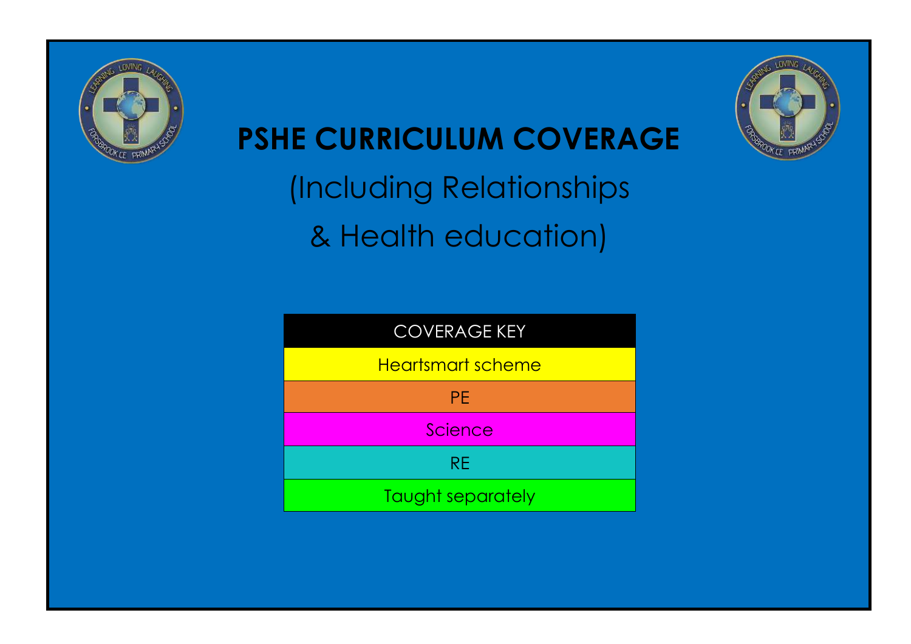# PSHE CURRICULUM COVERAGE

(Including Relationships & Health education)

| COVERAGE KEY |
| --- |
| Heartsmart scheme |
| PE |
| Science |
| RE |
| Taught separately |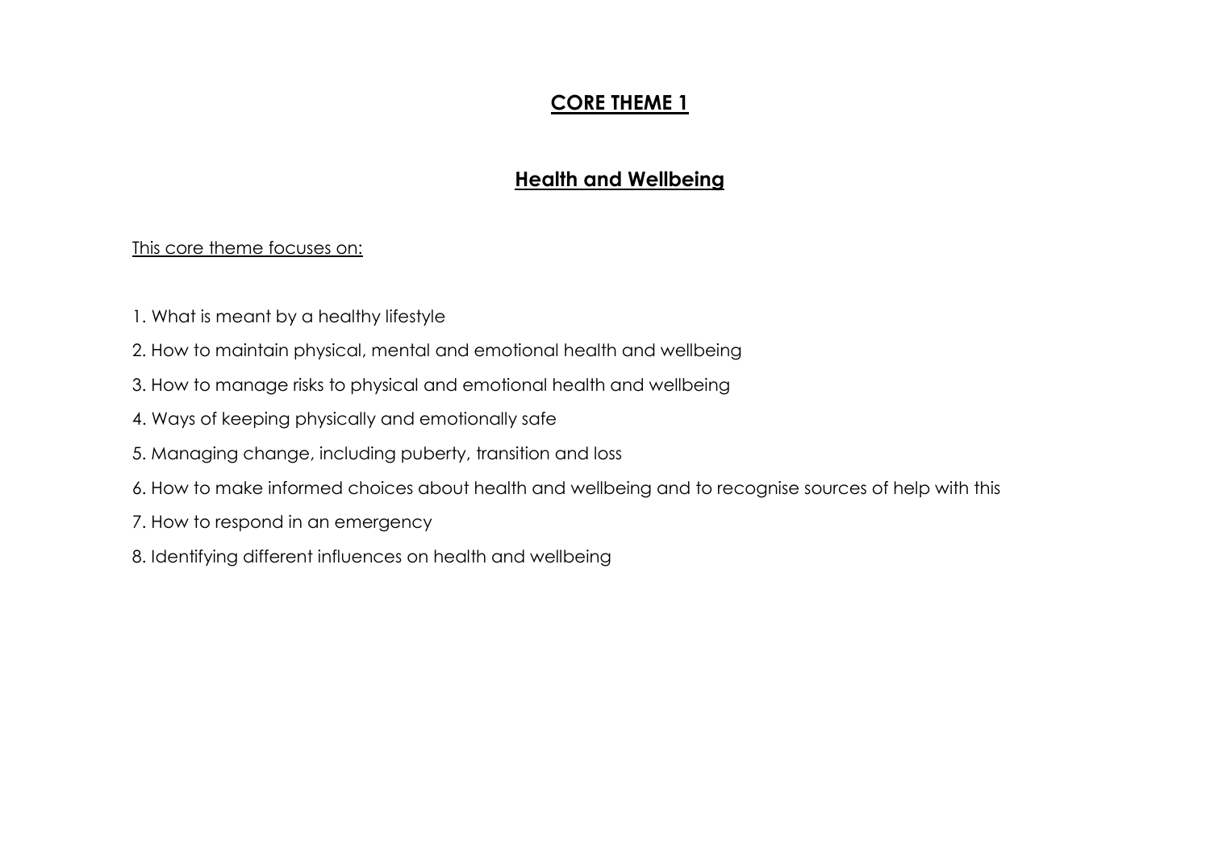# CORE THEME 1

## Health and Wellbeing

This core theme focuses on:

1. What is meant by a healthy lifestyle
2. How to maintain physical, mental and emotional health and wellbeing
3. How to manage risks to physical and emotional health and wellbeing
4. Ways of keeping physically and emotionally safe
5. Managing change, including puberty, transition and loss
6. How to make informed choices about health and wellbeing and to recognise sources of help with this
7. How to respond in an emergency
8. Identifying different influences on health and wellbeing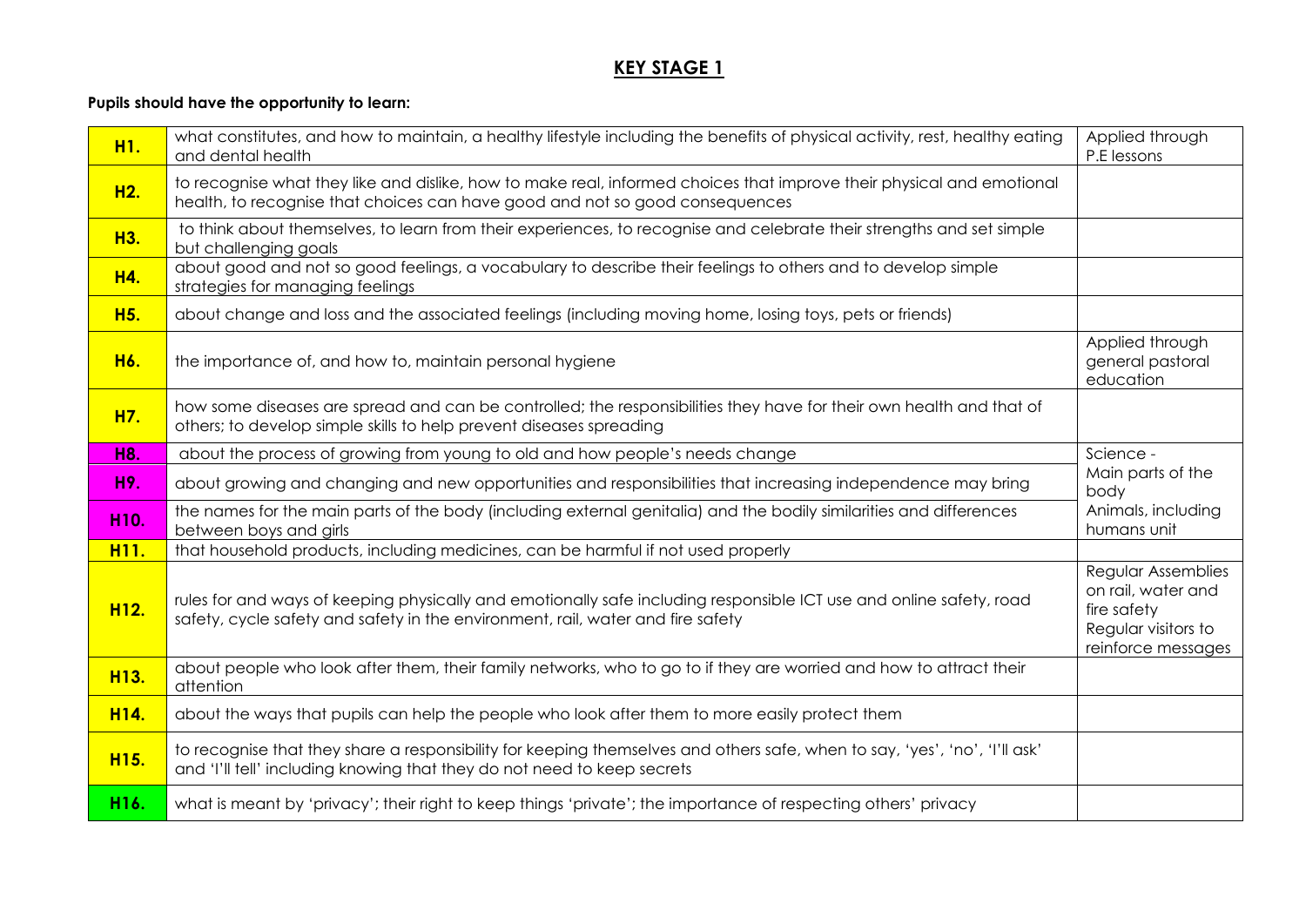## KEY STAGE 1

**Pupils should have the opportunity to learn:**

| | | |
|---|---|---|
| **H1.** | what constitutes, and how to maintain, a healthy lifestyle including the benefits of physical activity, rest, healthy eating and dental health | Applied through P.E lessons |
| **H2.** | to recognise what they like and dislike, how to make real, informed choices that improve their physical and emotional health, to recognise that choices can have good and not so good consequences | |
| **H3.** | to think about themselves, to learn from their experiences, to recognise and celebrate their strengths and set simple but challenging goals | |
| **H4.** | about good and not so good feelings, a vocabulary to describe their feelings to others and to develop simple strategies for managing feelings | |
| **H5.** | about change and loss and the associated feelings (including moving home, losing toys, pets or friends) | |
| **H6.** | the importance of, and how to, maintain personal hygiene | Applied through general pastoral education |
| **H7.** | how some diseases are spread and can be controlled; the responsibilities they have for their own health and that of others; to develop simple skills to help prevent diseases spreading | |
| **H8.** | about the process of growing from young to old and how people's needs change | Science - Main parts of the body Animals, including humans unit |
| **H9.** | about growing and changing and new opportunities and responsibilities that increasing independence may bring | |
| **H10.** | the names for the main parts of the body (including external genitalia) and the bodily similarities and differences between boys and girls | |
| **H11.** | that household products, including medicines, can be harmful if not used properly | |
| **H12.** | rules for and ways of keeping physically and emotionally safe including responsible ICT use and online safety, road safety, cycle safety and safety in the environment, rail, water and fire safety | Regular Assemblies on rail, water and fire safety Regular visitors to reinforce messages |
| **H13.** | about people who look after them, their family networks, who to go to if they are worried and how to attract their attention | |
| **H14.** | about the ways that pupils can help the people who look after them to more easily protect them | |
| **H15.** | to recognise that they share a responsibility for keeping themselves and others safe, when to say, 'yes', 'no', 'I'll ask' and 'I'll tell' including knowing that they do not need to keep secrets | |
| **H16.** | what is meant by 'privacy'; their right to keep things 'private'; the importance of respecting others' privacy | |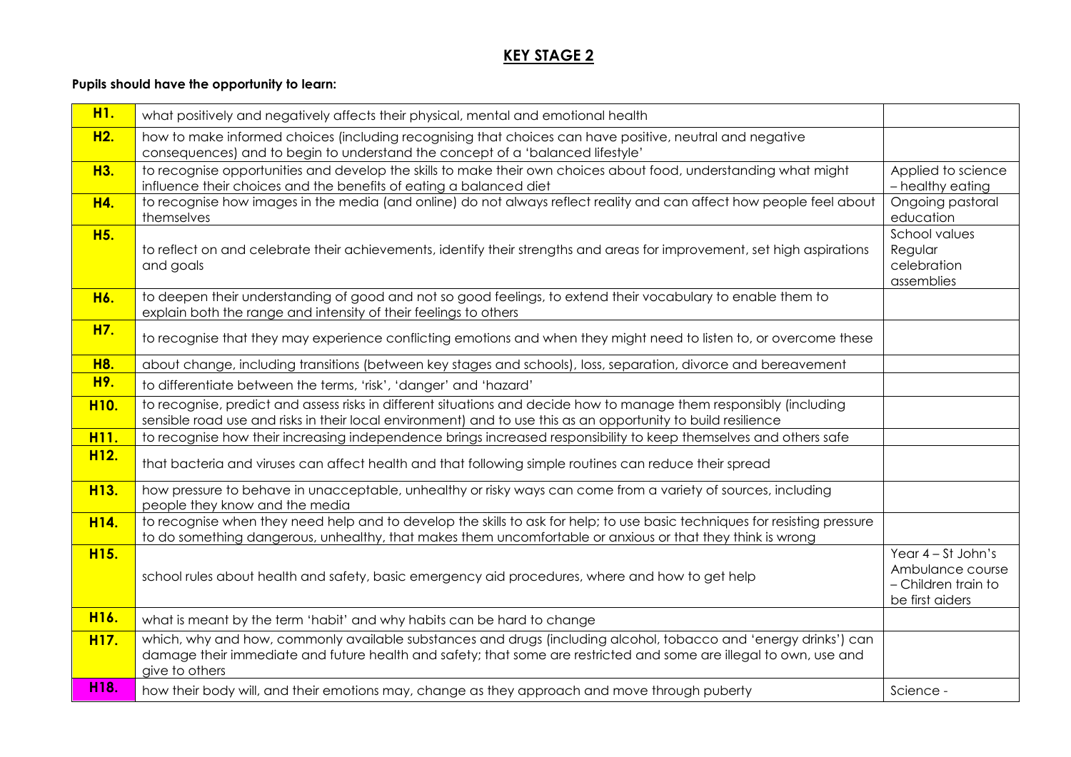## KEY STAGE 2

**Pupils should have the opportunity to learn:**

| | | |
|---|---|---|
| **H1.** | what positively and negatively affects their physical, mental and emotional health | |
| **H2.** | how to make informed choices (including recognising that choices can have positive, neutral and negative consequences) and to begin to understand the concept of a 'balanced lifestyle' | |
| **H3.** | to recognise opportunities and develop the skills to make their own choices about food, understanding what might influence their choices and the benefits of eating a balanced diet | Applied to science – healthy eating |
| **H4.** | to recognise how images in the media (and online) do not always reflect reality and can affect how people feel about themselves | Ongoing pastoral education |
| **H5.** | to reflect on and celebrate their achievements, identify their strengths and areas for improvement, set high aspirations and goals | School values Regular celebration assemblies |
| **H6.** | to deepen their understanding of good and not so good feelings, to extend their vocabulary to enable them to explain both the range and intensity of their feelings to others | |
| **H7.** | to recognise that they may experience conflicting emotions and when they might need to listen to, or overcome these | |
| **H8.** | about change, including transitions (between key stages and schools), loss, separation, divorce and bereavement | |
| **H9.** | to differentiate between the terms, 'risk', 'danger' and 'hazard' | |
| **H10.** | to recognise, predict and assess risks in different situations and decide how to manage them responsibly (including sensible road use and risks in their local environment) and to use this as an opportunity to build resilience | |
| **H11.** | to recognise how their increasing independence brings increased responsibility to keep themselves and others safe | |
| **H12.** | that bacteria and viruses can affect health and that following simple routines can reduce their spread | |
| **H13.** | how pressure to behave in unacceptable, unhealthy or risky ways can come from a variety of sources, including people they know and the media | |
| **H14.** | to recognise when they need help and to develop the skills to ask for help; to use basic techniques for resisting pressure to do something dangerous, unhealthy, that makes them uncomfortable or anxious or that they think is wrong | |
| **H15.** | school rules about health and safety, basic emergency aid procedures, where and how to get help | Year 4 – St John's Ambulance course – Children train to be first aiders |
| **H16.** | what is meant by the term 'habit' and why habits can be hard to change | |
| **H17.** | which, why and how, commonly available substances and drugs (including alcohol, tobacco and 'energy drinks') can damage their immediate and future health and safety; that some are restricted and some are illegal to own, use and give to others | |
| **H18.** | how their body will, and their emotions may, change as they approach and move through puberty | Science - |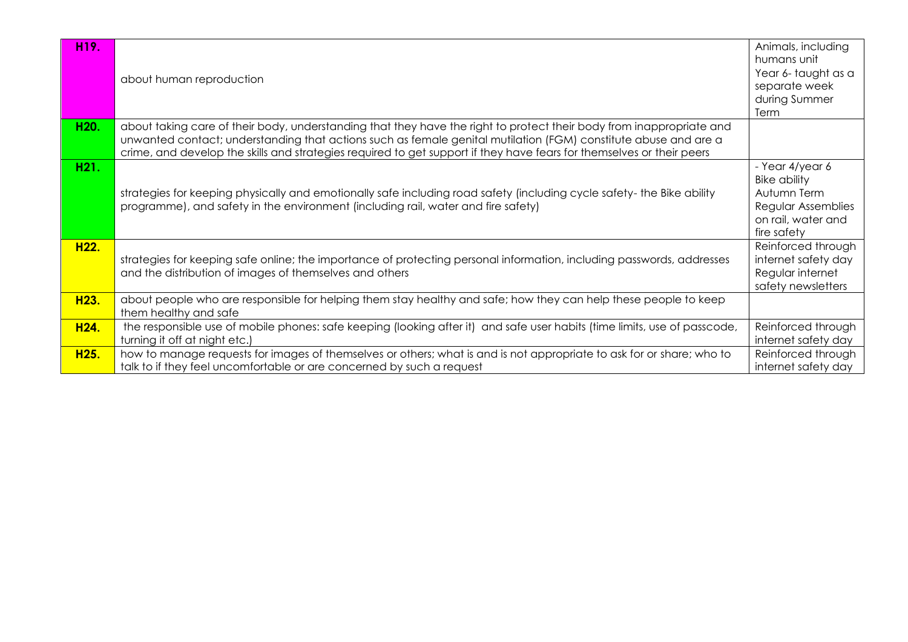| | | |
|---|---|---|
| **H19.** | about human reproduction | Animals, including humans unit Year 6- taught as a separate week during Summer Term |
| **H20.** | about taking care of their body, understanding that they have the right to protect their body from inappropriate and unwanted contact; understanding that actions such as female genital mutilation (FGM) constitute abuse and are a crime, and develop the skills and strategies required to get support if they have fears for themselves or their peers | |
| **H21.** | strategies for keeping physically and emotionally safe including road safety (including cycle safety- the Bike ability programme), and safety in the environment (including rail, water and fire safety) | - Year 4/year 6 Bike ability Autumn Term Regular Assemblies on rail, water and fire safety |
| **H22.** | strategies for keeping safe online; the importance of protecting personal information, including passwords, addresses and the distribution of images of themselves and others | Reinforced through internet safety day Regular internet safety newsletters |
| **H23.** | about people who are responsible for helping them stay healthy and safe; how they can help these people to keep them healthy and safe | |
| **H24.** | the responsible use of mobile phones: safe keeping (looking after it) and safe user habits (time limits, use of passcode, turning it off at night etc.) | Reinforced through internet safety day |
| **H25.** | how to manage requests for images of themselves or others; what is and is not appropriate to ask for or share; who to talk to if they feel uncomfortable or are concerned by such a request | Reinforced through internet safety day |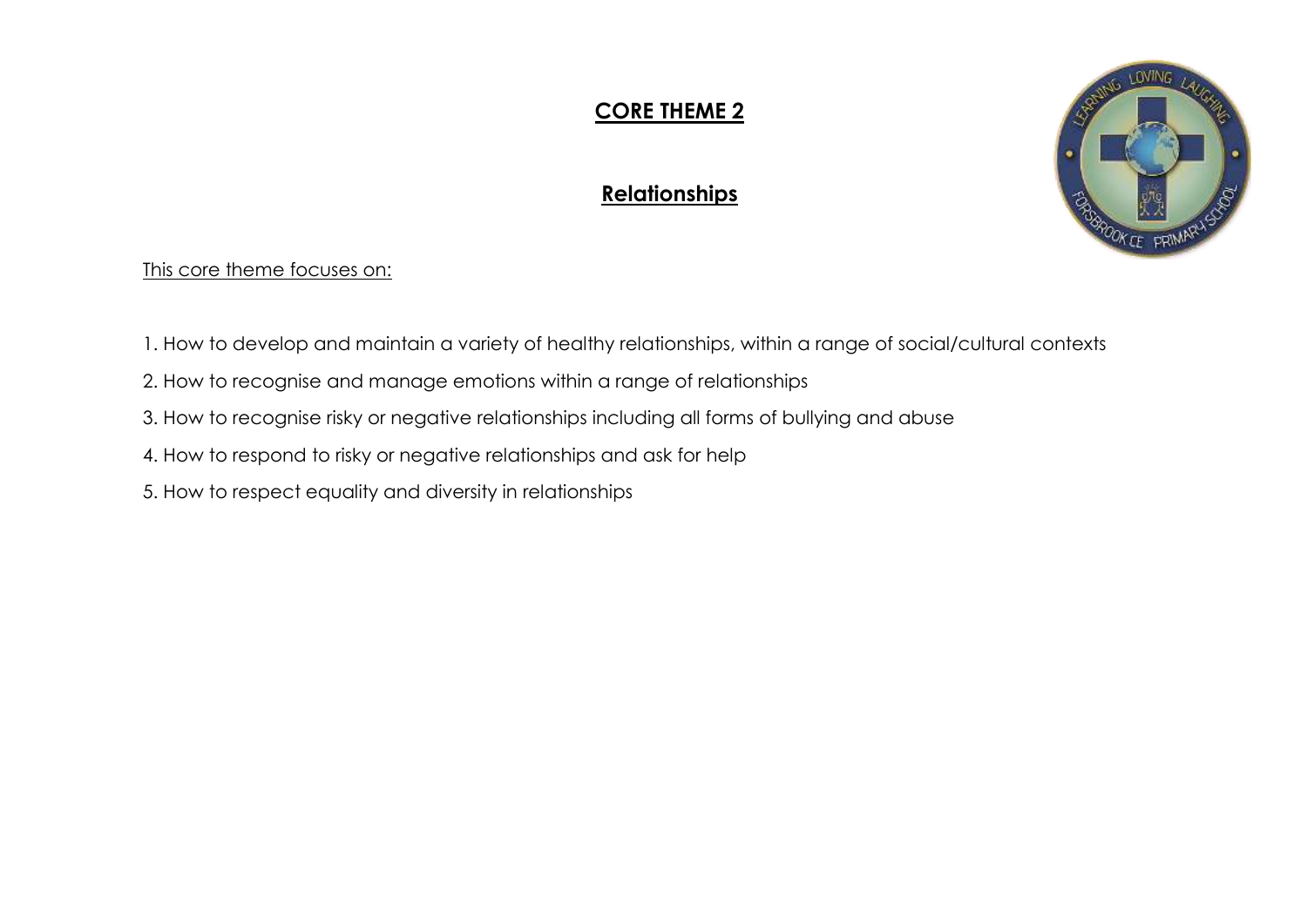# CORE THEME 2

## Relationships

This core theme focuses on:

1. How to develop and maintain a variety of healthy relationships, within a range of social/cultural contexts
2. How to recognise and manage emotions within a range of relationships
3. How to recognise risky or negative relationships including all forms of bullying and abuse
4. How to respond to risky or negative relationships and ask for help
5. How to respect equality and diversity in relationships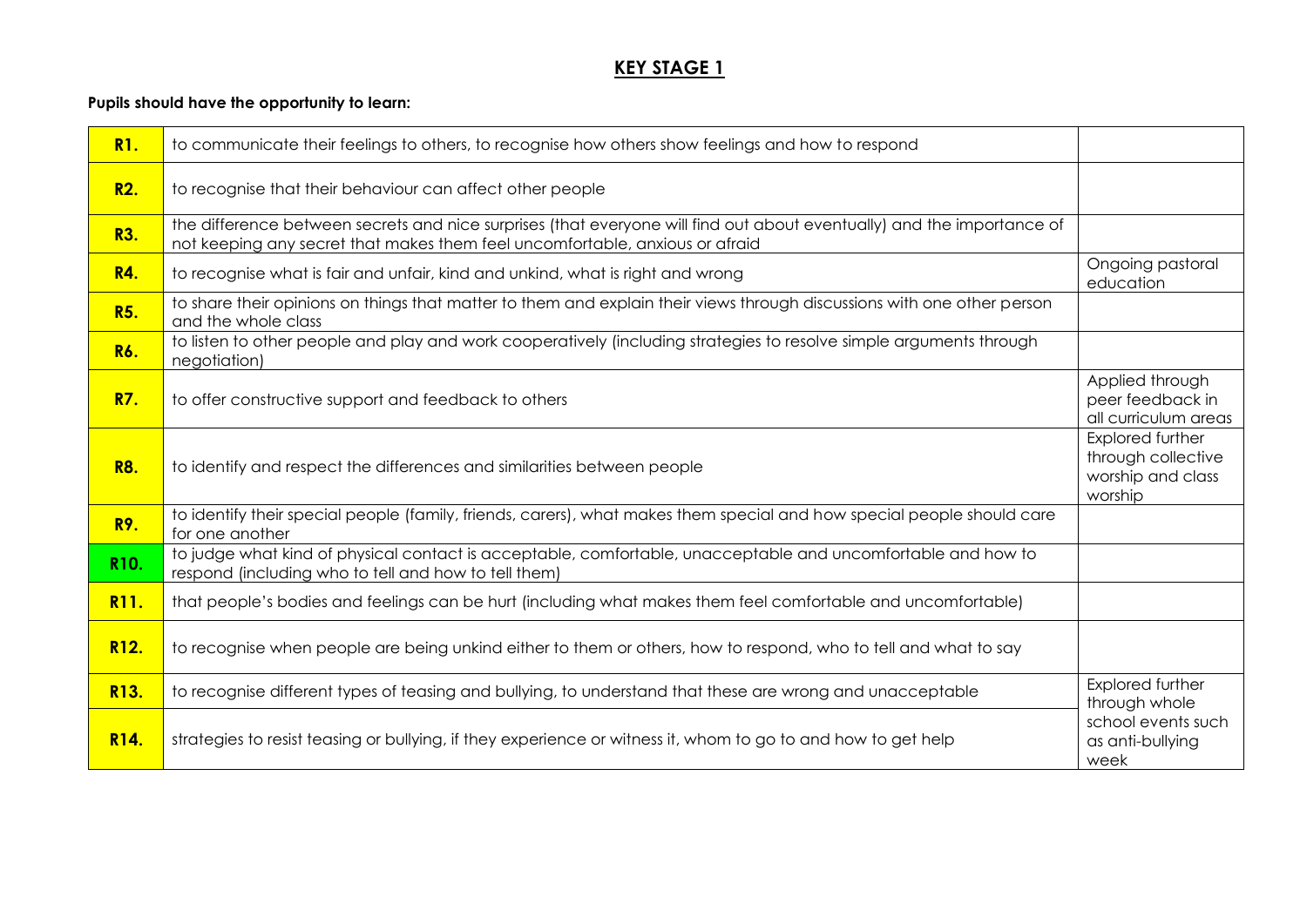# KEY STAGE 1

**Pupils should have the opportunity to learn:**

| | | |
|---|---|---|
| **R1.** | to communicate their feelings to others, to recognise how others show feelings and how to respond | |
| **R2.** | to recognise that their behaviour can affect other people | |
| **R3.** | the difference between secrets and nice surprises (that everyone will find out about eventually) and the importance of not keeping any secret that makes them feel uncomfortable, anxious or afraid | |
| **R4.** | to recognise what is fair and unfair, kind and unkind, what is right and wrong | Ongoing pastoral education |
| **R5.** | to share their opinions on things that matter to them and explain their views through discussions with one other person and the whole class | |
| **R6.** | to listen to other people and play and work cooperatively (including strategies to resolve simple arguments through negotiation) | |
| **R7.** | to offer constructive support and feedback to others | Applied through peer feedback in all curriculum areas |
| **R8.** | to identify and respect the differences and similarities between people | Explored further through collective worship and class worship |
| **R9.** | to identify their special people (family, friends, carers), what makes them special and how special people should care for one another | |
| **R10.** | to judge what kind of physical contact is acceptable, comfortable, unacceptable and uncomfortable and how to respond (including who to tell and how to tell them) | |
| **R11.** | that people's bodies and feelings can be hurt (including what makes them feel comfortable and uncomfortable) | |
| **R12.** | to recognise when people are being unkind either to them or others, how to respond, who to tell and what to say | |
| **R13.** | to recognise different types of teasing and bullying, to understand that these are wrong and unacceptable | Explored further through whole school events such as anti-bullying week |
| **R14.** | strategies to resist teasing or bullying, if they experience or witness it, whom to go to and how to get help | |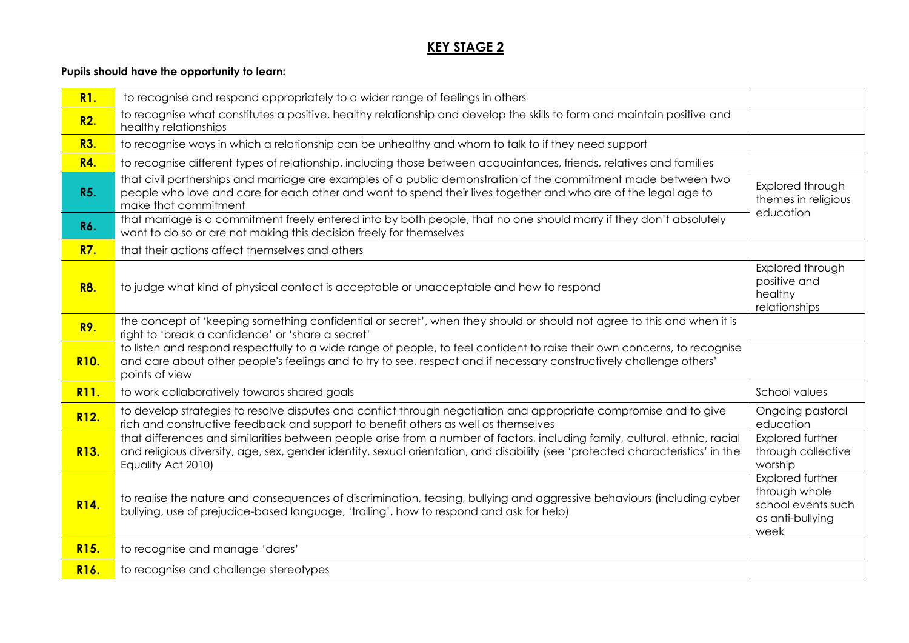## KEY STAGE 2

**Pupils should have the opportunity to learn:**

| | | |
|---|---|---|
| **R1.** | to recognise and respond appropriately to a wider range of feelings in others | |
| **R2.** | to recognise what constitutes a positive, healthy relationship and develop the skills to form and maintain positive and healthy relationships | |
| **R3.** | to recognise ways in which a relationship can be unhealthy and whom to talk to if they need support | |
| **R4.** | to recognise different types of relationship, including those between acquaintances, friends, relatives and families | |
| **R5.** | that civil partnerships and marriage are examples of a public demonstration of the commitment made between two people who love and care for each other and want to spend their lives together and who are of the legal age to make that commitment | Explored through themes in religious education |
| **R6.** | that marriage is a commitment freely entered into by both people, that no one should marry if they don't absolutely want to do so or are not making this decision freely for themselves | |
| **R7.** | that their actions affect themselves and others | |
| **R8.** | to judge what kind of physical contact is acceptable or unacceptable and how to respond | Explored through positive and healthy relationships |
| **R9.** | the concept of 'keeping something confidential or secret', when they should or should not agree to this and when it is right to 'break a confidence' or 'share a secret' | |
| **R10.** | to listen and respond respectfully to a wide range of people, to feel confident to raise their own concerns, to recognise and care about other people's feelings and to try to see, respect and if necessary constructively challenge others' points of view | |
| **R11.** | to work collaboratively towards shared goals | School values |
| **R12.** | to develop strategies to resolve disputes and conflict through negotiation and appropriate compromise and to give rich and constructive feedback and support to benefit others as well as themselves | Ongoing pastoral education |
| **R13.** | that differences and similarities between people arise from a number of factors, including family, cultural, ethnic, racial and religious diversity, age, sex, gender identity, sexual orientation, and disability (see 'protected characteristics' in the Equality Act 2010) | Explored further through collective worship |
| **R14.** | to realise the nature and consequences of discrimination, teasing, bullying and aggressive behaviours (including cyber bullying, use of prejudice-based language, 'trolling', how to respond and ask for help) | Explored further through whole school events such as anti-bullying week |
| **R15.** | to recognise and manage 'dares' | |
| **R16.** | to recognise and challenge stereotypes | |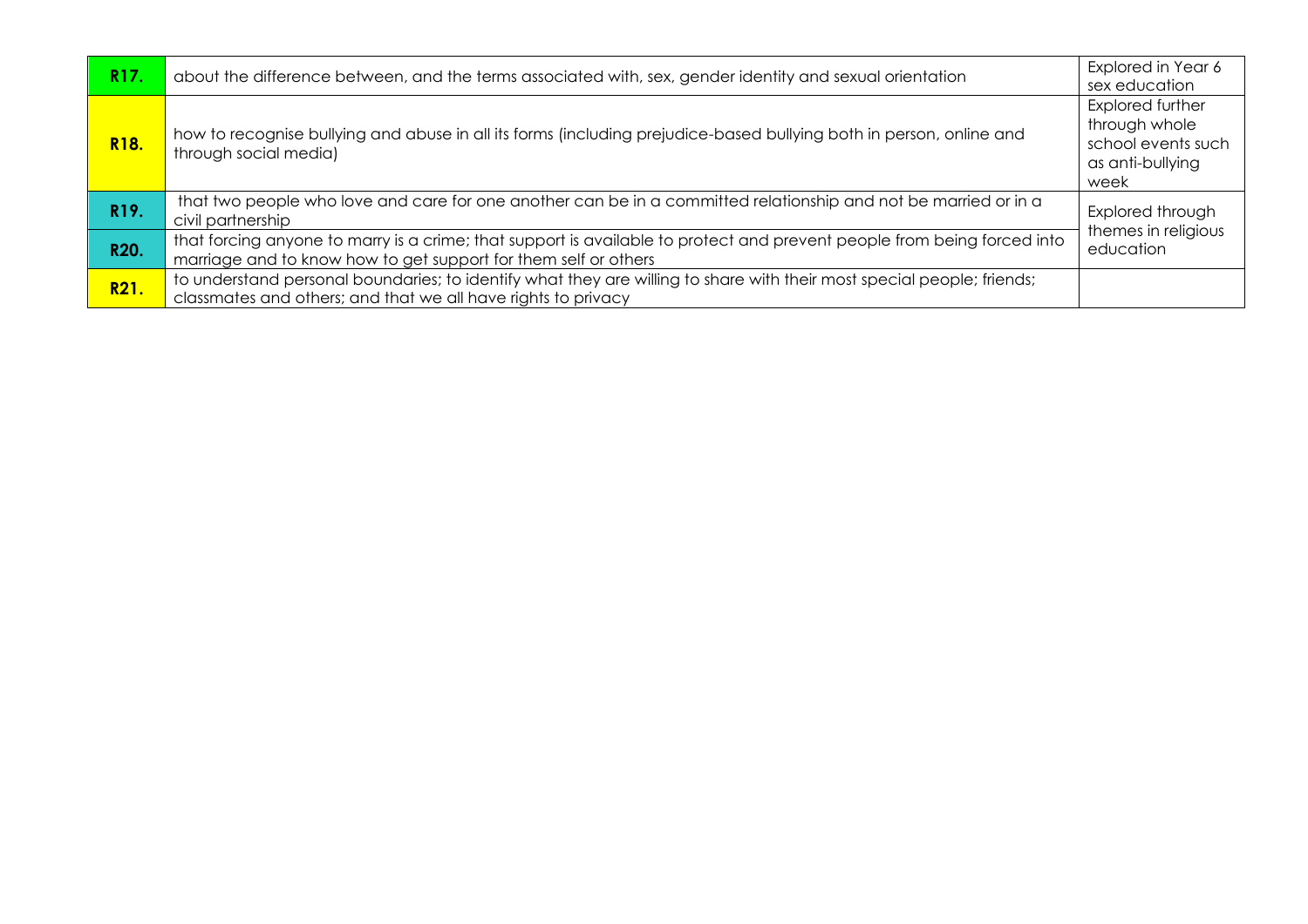| | | |
|---|---|---|
| **R17.** | about the difference between, and the terms associated with, sex, gender identity and sexual orientation | Explored in Year 6 sex education |
| **R18.** | how to recognise bullying and abuse in all its forms (including prejudice-based bullying both in person, online and through social media) | Explored further through whole school events such as anti-bullying week |
| **R19.** | that two people who love and care for one another can be in a committed relationship and not be married or in a civil partnership | Explored through themes in religious education |
| **R20.** | that forcing anyone to marry is a crime; that support is available to protect and prevent people from being forced into marriage and to know how to get support for them self or others | |
| **R21.** | to understand personal boundaries; to identify what they are willing to share with their most special people; friends; classmates and others; and that we all have rights to privacy | |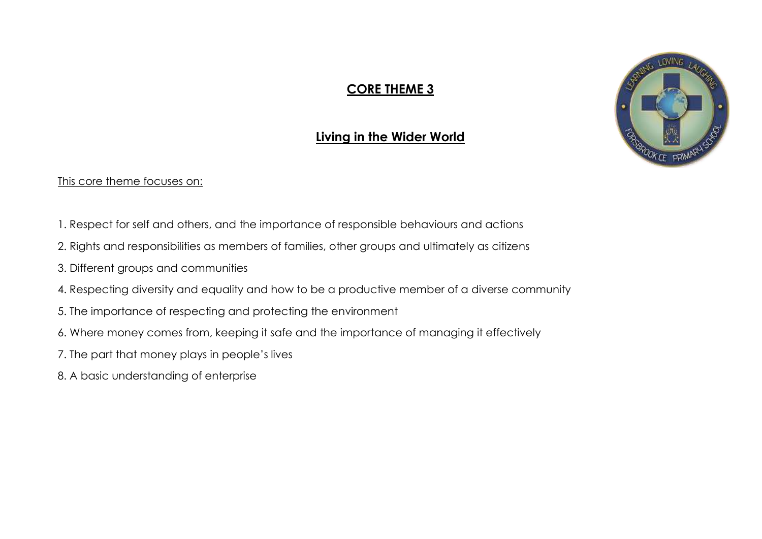# CORE THEME 3

## Living in the Wider World

This core theme focuses on:

1. Respect for self and others, and the importance of responsible behaviours and actions
2. Rights and responsibilities as members of families, other groups and ultimately as citizens
3. Different groups and communities
4. Respecting diversity and equality and how to be a productive member of a diverse community
5. The importance of respecting and protecting the environment
6. Where money comes from, keeping it safe and the importance of managing it effectively
7. The part that money plays in people's lives
8. A basic understanding of enterprise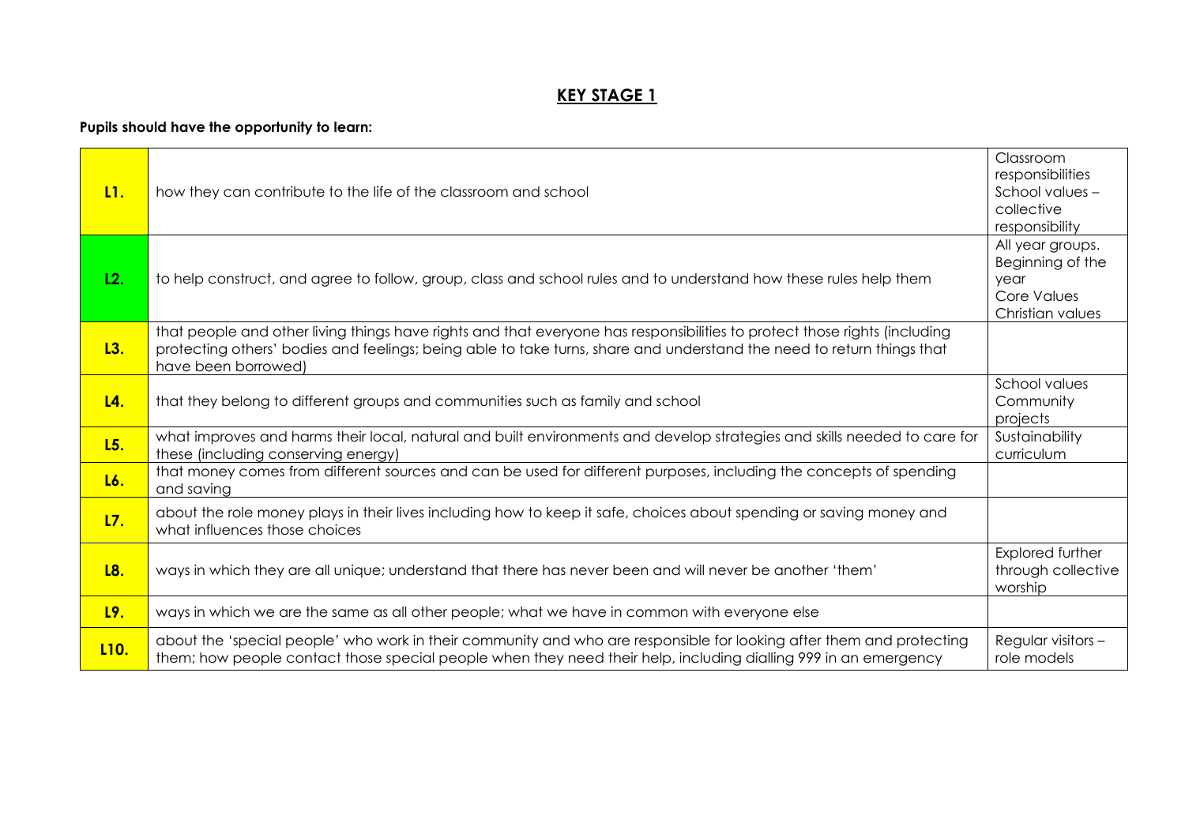# KEY STAGE 1

**Pupils should have the opportunity to learn:**

| | | |
|---|---|---|
| **L1.** | how they can contribute to the life of the classroom and school | Classroom responsibilities School values – collective responsibility |
| **L2.** | to help construct, and agree to follow, group, class and school rules and to understand how these rules help them | All year groups. Beginning of the year Core Values Christian values |
| **L3.** | that people and other living things have rights and that everyone has responsibilities to protect those rights (including protecting others' bodies and feelings; being able to take turns, share and understand the need to return things that have been borrowed) | |
| **L4.** | that they belong to different groups and communities such as family and school | School values Community projects |
| **L5.** | what improves and harms their local, natural and built environments and develop strategies and skills needed to care for these (including conserving energy) | Sustainability curriculum |
| **L6.** | that money comes from different sources and can be used for different purposes, including the concepts of spending and saving | |
| **L7.** | about the role money plays in their lives including how to keep it safe, choices about spending or saving money and what influences those choices | |
| **L8.** | ways in which they are all unique; understand that there has never been and will never be another 'them' | Explored further through collective worship |
| **L9.** | ways in which we are the same as all other people; what we have in common with everyone else | |
| **L10.** | about the 'special people' who work in their community and who are responsible for looking after them and protecting them; how people contact those special people when they need their help, including dialling 999 in an emergency | Regular visitors – role models |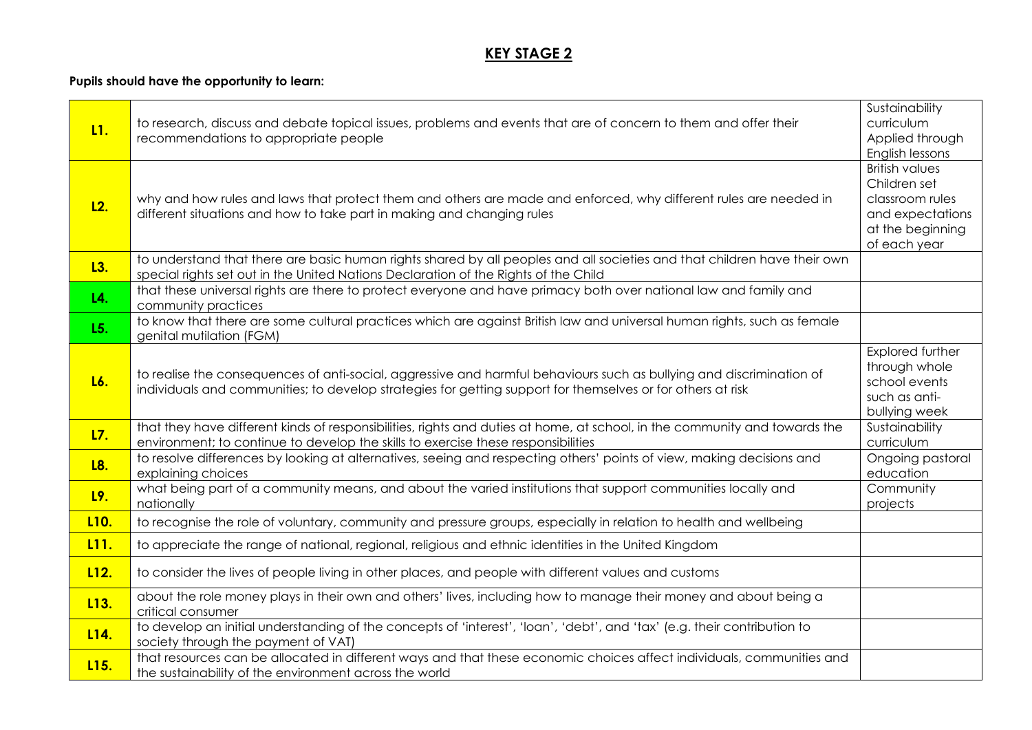# KEY STAGE 2

**Pupils should have the opportunity to learn:**

| | | |
|---|---|---|
| **L1.** | to research, discuss and debate topical issues, problems and events that are of concern to them and offer their recommendations to appropriate people | Sustainability curriculum Applied through English lessons |
| **L2.** | why and how rules and laws that protect them and others are made and enforced, why different rules are needed in different situations and how to take part in making and changing rules | British values Children set classroom rules and expectations at the beginning of each year |
| **L3.** | to understand that there are basic human rights shared by all peoples and all societies and that children have their own special rights set out in the United Nations Declaration of the Rights of the Child | |
| **L4.** | that these universal rights are there to protect everyone and have primacy both over national law and family and community practices | |
| **L5.** | to know that there are some cultural practices which are against British law and universal human rights, such as female genital mutilation (FGM) | |
| **L6.** | to realise the consequences of anti-social, aggressive and harmful behaviours such as bullying and discrimination of individuals and communities; to develop strategies for getting support for themselves or for others at risk | Explored further through whole school events such as anti-bullying week |
| **L7.** | that they have different kinds of responsibilities, rights and duties at home, at school, in the community and towards the environment; to continue to develop the skills to exercise these responsibilities | Sustainability curriculum |
| **L8.** | to resolve differences by looking at alternatives, seeing and respecting others' points of view, making decisions and explaining choices | Ongoing pastoral education |
| **L9.** | what being part of a community means, and about the varied institutions that support communities locally and nationally | Community projects |
| **L10.** | to recognise the role of voluntary, community and pressure groups, especially in relation to health and wellbeing | |
| **L11.** | to appreciate the range of national, regional, religious and ethnic identities in the United Kingdom | |
| **L12.** | to consider the lives of people living in other places, and people with different values and customs | |
| **L13.** | about the role money plays in their own and others' lives, including how to manage their money and about being a critical consumer | |
| **L14.** | to develop an initial understanding of the concepts of 'interest', 'loan', 'debt', and 'tax' (e.g. their contribution to society through the payment of VAT) | |
| **L15.** | that resources can be allocated in different ways and that these economic choices affect individuals, communities and the sustainability of the environment across the world | |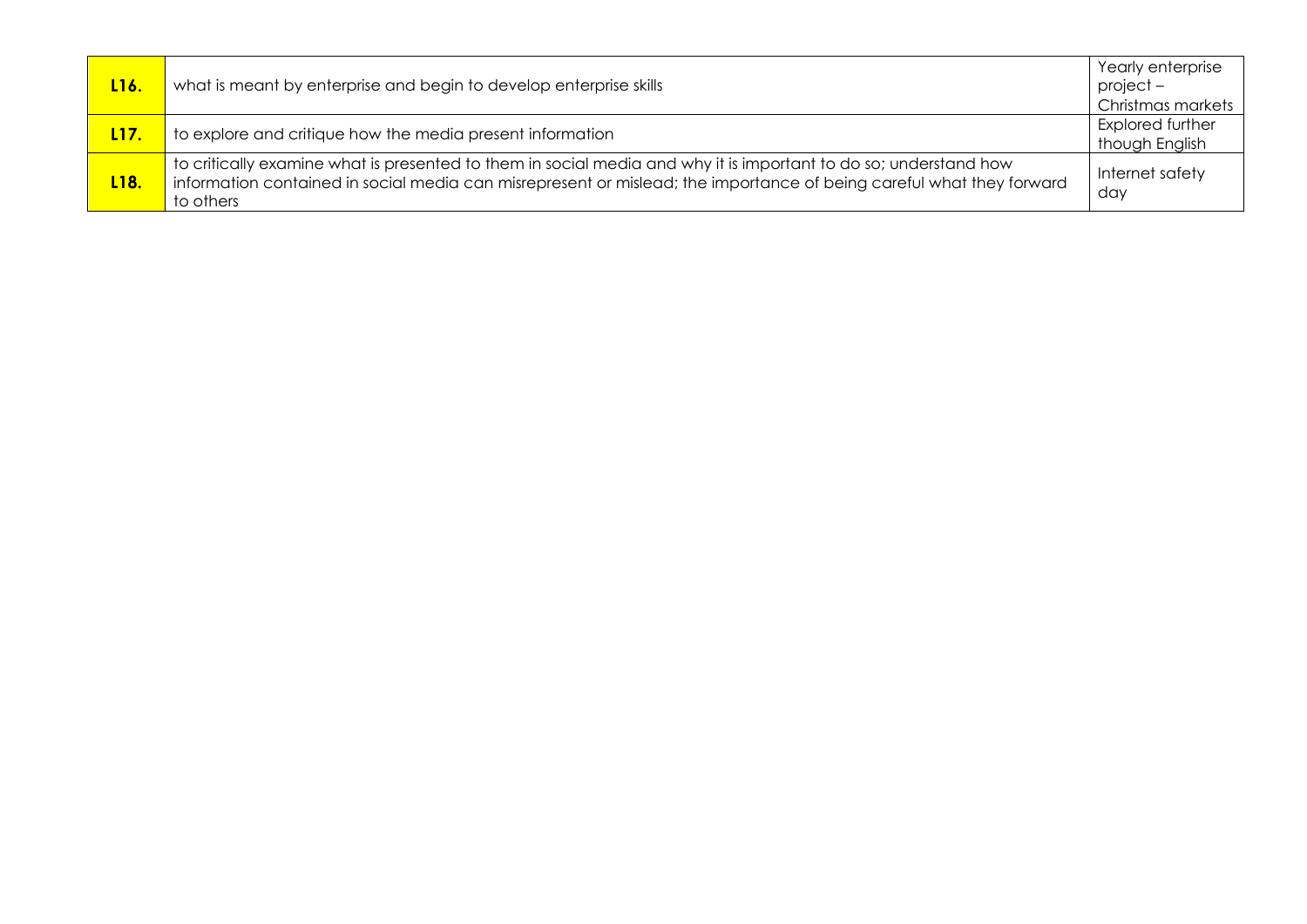| | | |
|---|---|---|
| **L16.** | what is meant by enterprise and begin to develop enterprise skills | Yearly enterprise project – Christmas markets |
| **L17.** | to explore and critique how the media present information | Explored further though English |
| **L18.** | to critically examine what is presented to them in social media and why it is important to do so; understand how information contained in social media can misrepresent or mislead; the importance of being careful what they forward to others | Internet safety day |